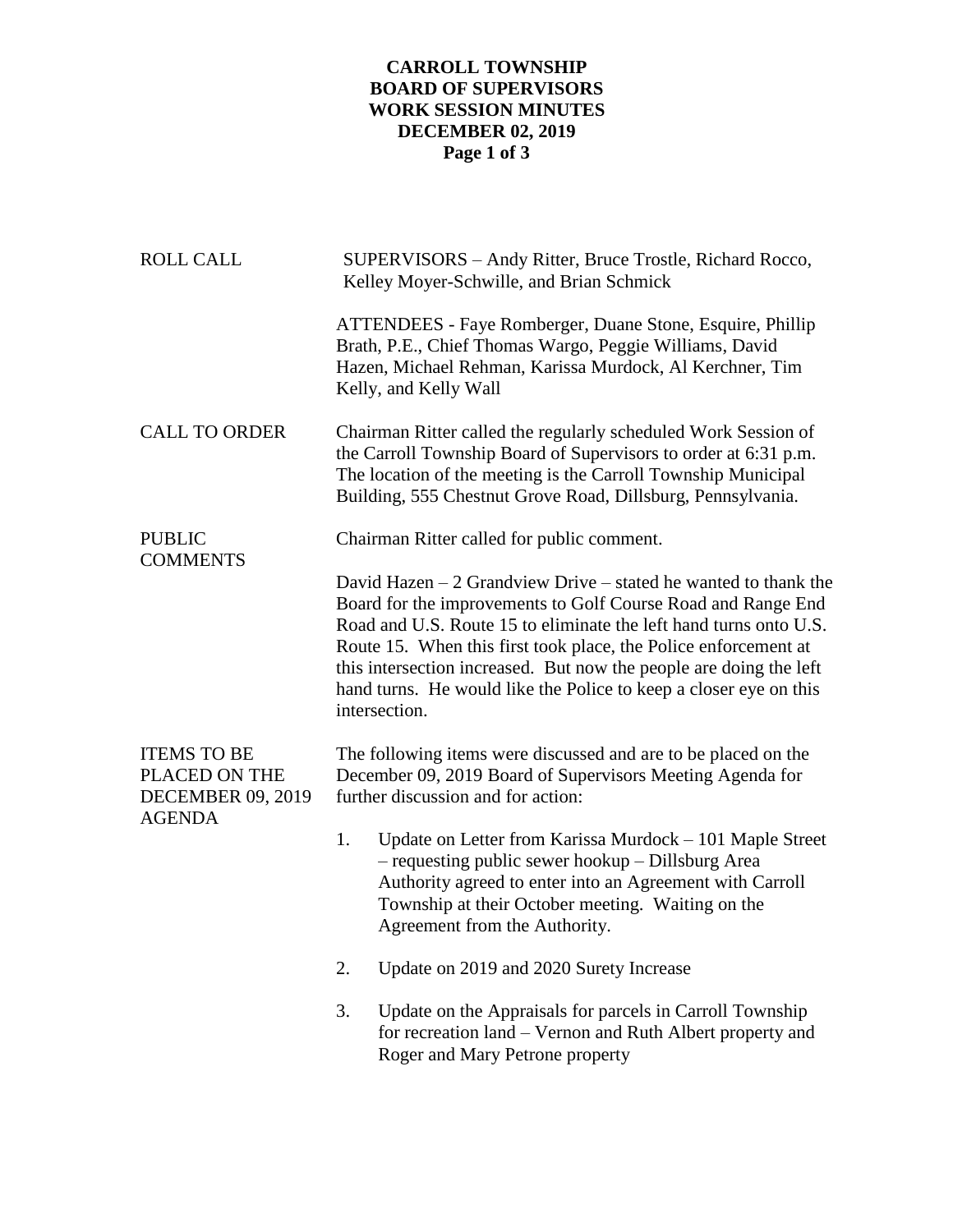**CARROLL TOWNSHIP**
**BOARD OF SUPERVISORS**
**WORK SESSION MINUTES**
**DECEMBER 02, 2019**

ROLL CALL

SUPERVISORS – Andy Ritter, Bruce Trostle, Richard Rocco, Kelley Moyer-Schwille, and Brian Schmick

ATTENDEES - Faye Romberger, Duane Stone, Esquire, Phillip Brath, P.E., Chief Thomas Wargo, Peggie Williams, David Hazen, Michael Rehman, Karissa Murdock, Al Kerchner, Tim Kelly, and Kelly Wall

CALL TO ORDER

Chairman Ritter called the regularly scheduled Work Session of the Carroll Township Board of Supervisors to order at 6:31 p.m. The location of the meeting is the Carroll Township Municipal Building, 555 Chestnut Grove Road, Dillsburg, Pennsylvania.

PUBLIC COMMENTS

Chairman Ritter called for public comment.

David Hazen – 2 Grandview Drive – stated he wanted to thank the Board for the improvements to Golf Course Road and Range End Road and U.S. Route 15 to eliminate the left hand turns onto U.S. Route 15. When this first took place, the Police enforcement at this intersection increased. But now the people are doing the left hand turns. He would like the Police to keep a closer eye on this intersection.

ITEMS TO BE PLACED ON THE DECEMBER 09, 2019 AGENDA

The following items were discussed and are to be placed on the December 09, 2019 Board of Supervisors Meeting Agenda for further discussion and for action:

1. Update on Letter from Karissa Murdock – 101 Maple Street – requesting public sewer hookup – Dillsburg Area Authority agreed to enter into an Agreement with Carroll Township at their October meeting. Waiting on the Agreement from the Authority.

2. Update on 2019 and 2020 Surety Increase

3. Update on the Appraisals for parcels in Carroll Township for recreation land – Vernon and Ruth Albert property and Roger and Mary Petrone property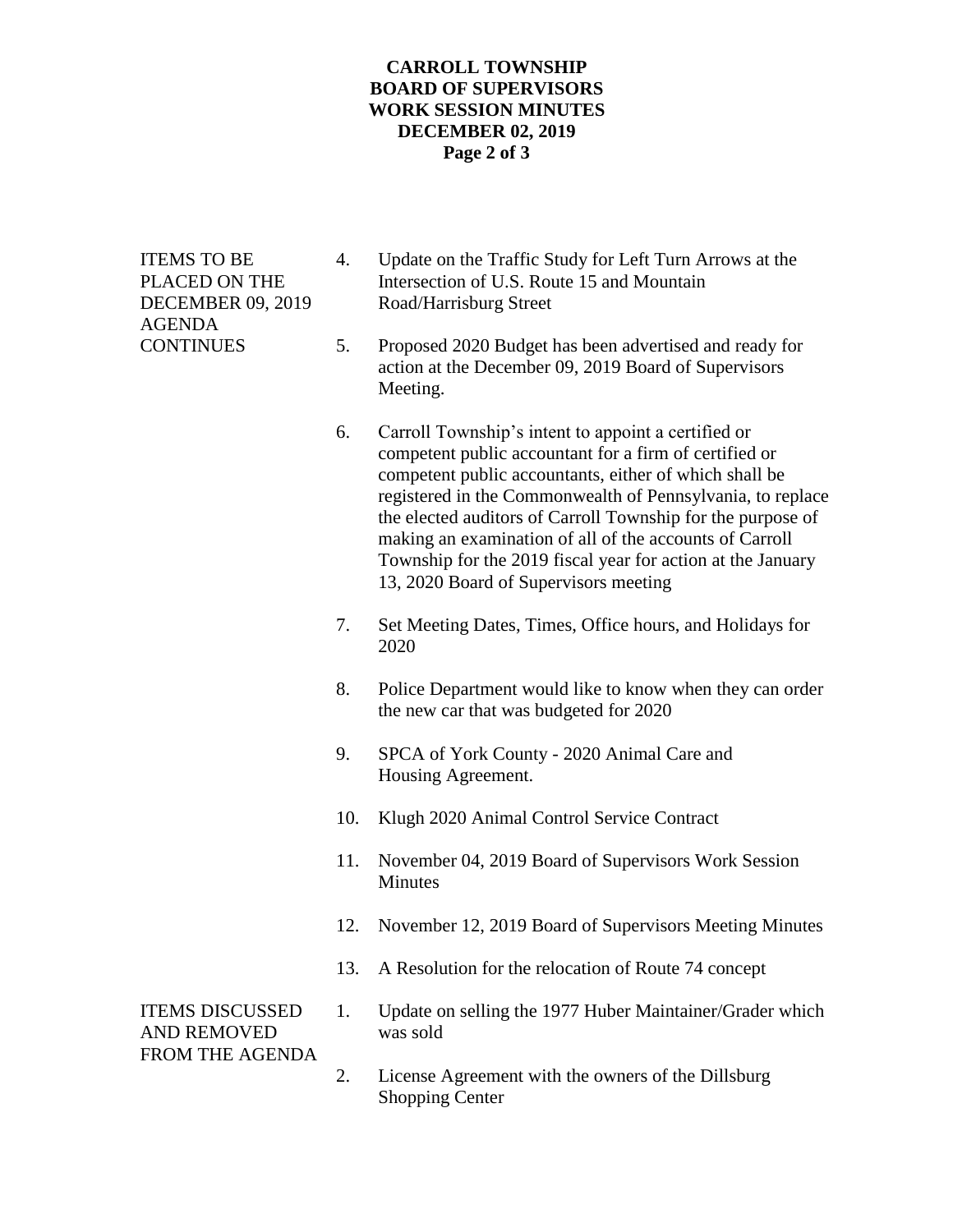**ITEMS TO BE PLACED ON THE DECEMBER 09, 2019 AGENDA CONTINUES**

4. Update on the Traffic Study for Left Turn Arrows at the Intersection of U.S. Route 15 and Mountain Road/Harrisburg Street

5. Proposed 2020 Budget has been advertised and ready for action at the December 09, 2019 Board of Supervisors Meeting.

6. Carroll Township's intent to appoint a certified or competent public accountant for a firm of certified or competent public accountants, either of which shall be registered in the Commonwealth of Pennsylvania, to replace the elected auditors of Carroll Township for the purpose of making an examination of all of the accounts of Carroll Township for the 2019 fiscal year for action at the January 13, 2020 Board of Supervisors meeting

7. Set Meeting Dates, Times, Office hours, and Holidays for 2020

8. Police Department would like to know when they can order the new car that was budgeted for 2020

9. SPCA of York County - 2020 Animal Care and Housing Agreement.

10. Klugh 2020 Animal Control Service Contract

11. November 04, 2019 Board of Supervisors Work Session Minutes

12. November 12, 2019 Board of Supervisors Meeting Minutes

13. A Resolution for the relocation of Route 74 concept

**ITEMS DISCUSSED AND REMOVED FROM THE AGENDA**

1. Update on selling the 1977 Huber Maintainer/Grader which was sold

2. License Agreement with the owners of the Dillsburg Shopping Center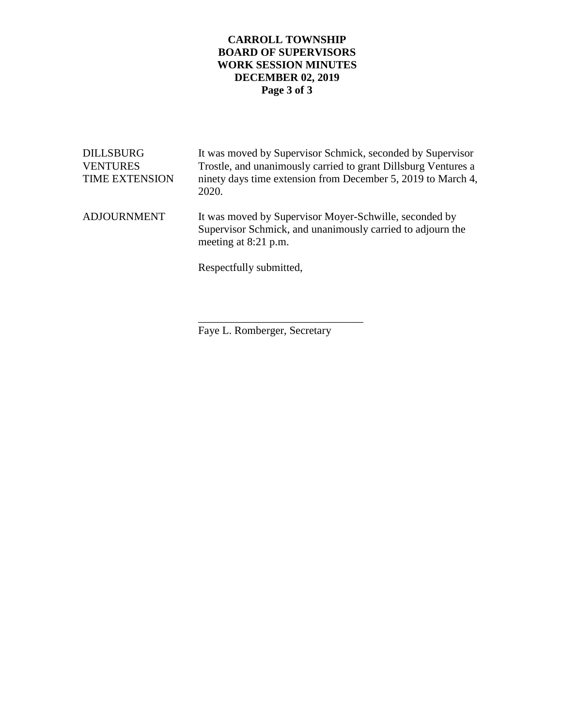# CARROLL TOWNSHIP
## BOARD OF SUPERVISORS
## WORK SESSION MINUTES
## DECEMBER 02, 2019

**DILLSBURG VENTURES TIME EXTENSION**

It was moved by Supervisor Schmick, seconded by Supervisor Trostle, and unanimously carried to grant Dillsburg Ventures a ninety days time extension from December 5, 2019 to March 4, 2020.

**ADJOURNMENT**

It was moved by Supervisor Moyer-Schwille, seconded by Supervisor Schmick, and unanimously carried to adjourn the meeting at 8:21 p.m.

Respectfully submitted,

_____________________________
Faye L. Romberger, Secretary